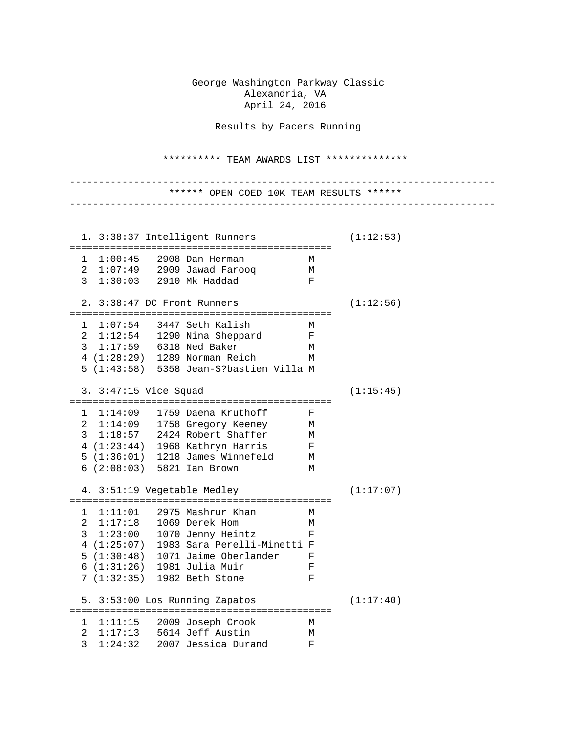George Washington Parkway Classic
Alexandria, VA
April 24, 2016

Results by Pacers Running

********** TEAM AWARDS LIST **************

****** OPEN COED 10K TEAM RESULTS ******

**1. 3:38:37 Intelligent Runners (1:12:53)**

| Place | Time | Bib | Name | Sex |
|---|---|---|---|---|
| 1 | 1:00:45 | 2908 | Dan Herman | M |
| 2 | 1:07:49 | 2909 | Jawad Farooq | M |
| 3 | 1:30:03 | 2910 | Mk Haddad | F |

**2. 3:38:47 DC Front Runners (1:12:56)**

| Place | Time | Bib | Name | Sex |
|---|---|---|---|---|
| 1 | 1:07:54 | 3447 | Seth Kalish | M |
| 2 | 1:12:54 | 1290 | Nina Sheppard | F |
| 3 | 1:17:59 | 6318 | Ned Baker | M |
| 4 | (1:28:29) | 1289 | Norman Reich | M |
| 5 | (1:43:58) | 5358 | Jean-S?bastien Villa | M |

**3. 3:47:15 Vice Squad (1:15:45)**

| Place | Time | Bib | Name | Sex |
|---|---|---|---|---|
| 1 | 1:14:09 | 1759 | Daena Kruthoff | F |
| 2 | 1:14:09 | 1758 | Gregory Keeney | M |
| 3 | 1:18:57 | 2424 | Robert Shaffer | M |
| 4 | (1:23:44) | 1968 | Kathryn Harris | F |
| 5 | (1:36:01) | 1218 | James Winnefeld | M |
| 6 | (2:08:03) | 5821 | Ian Brown | M |

**4. 3:51:19 Vegetable Medley (1:17:07)**

| Place | Time | Bib | Name | Sex |
|---|---|---|---|---|
| 1 | 1:11:01 | 2975 | Mashrur Khan | M |
| 2 | 1:17:18 | 1069 | Derek Hom | M |
| 3 | 1:23:00 | 1070 | Jenny Heintz | F |
| 4 | (1:25:07) | 1983 | Sara Perelli-Minetti | F |
| 5 | (1:30:48) | 1071 | Jaime Oberlander | F |
| 6 | (1:31:26) | 1981 | Julia Muir | F |
| 7 | (1:32:35) | 1982 | Beth Stone | F |

**5. 3:53:00 Los Running Zapatos (1:17:40)**

| Place | Time | Bib | Name | Sex |
|---|---|---|---|---|
| 1 | 1:11:15 | 2009 | Joseph Crook | M |
| 2 | 1:17:13 | 5614 | Jeff Austin | M |
| 3 | 1:24:32 | 2007 | Jessica Durand | F |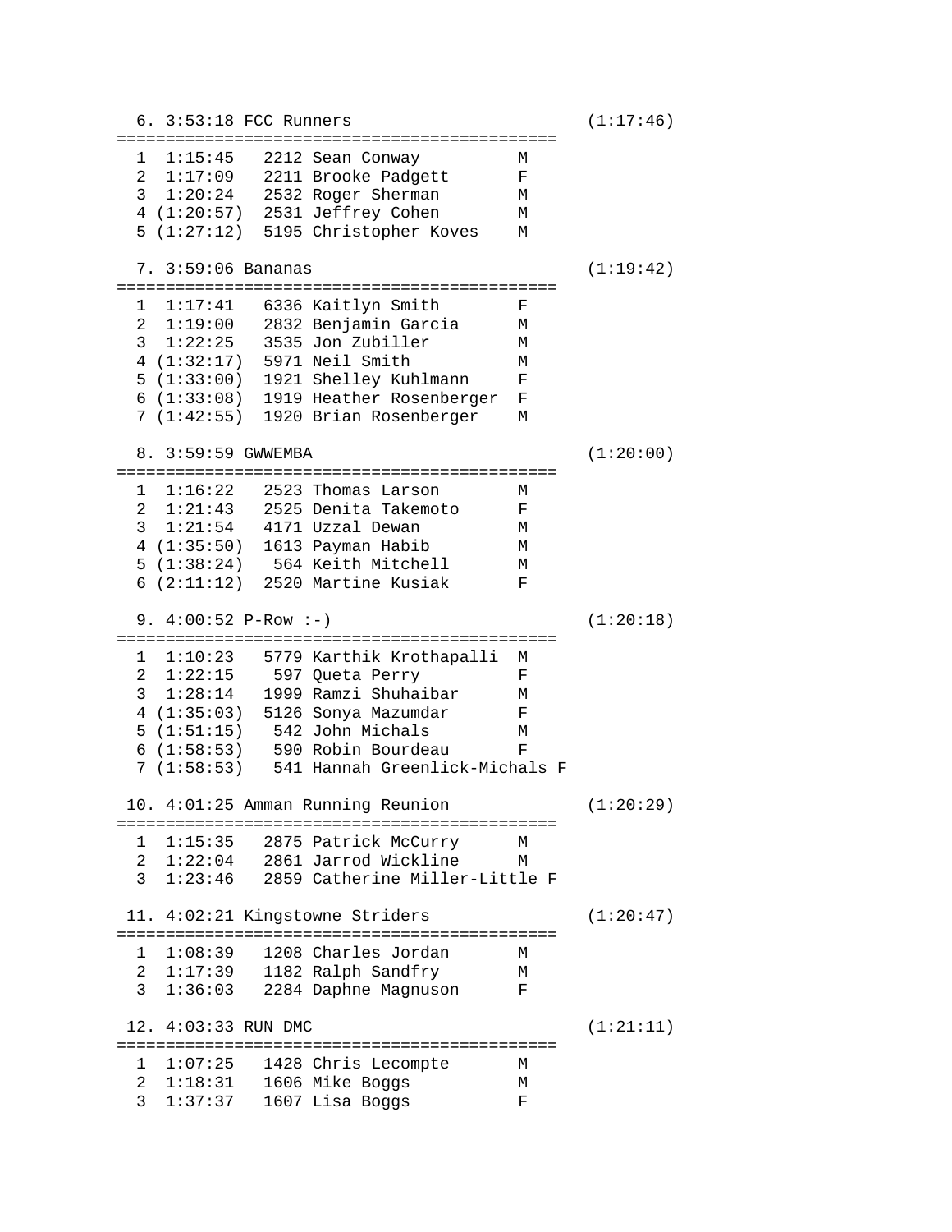```
  6. 3:53:18 FCC Runners                          (1:17:46)
=============================================
  1  1:15:45   2212 Sean Conway          M
  2  1:17:09   2211 Brooke Padgett       F
  3  1:20:24   2532 Roger Sherman        M
  4 (1:20:57)  2531 Jeffrey Cohen        M
  5 (1:27:12)  5195 Christopher Koves    M

  7. 3:59:06 Bananas                              (1:19:42)
=============================================
  1  1:17:41   6336 Kaitlyn Smith        F
  2  1:19:00   2832 Benjamin Garcia      M
  3  1:22:25   3535 Jon Zubiller         M
  4 (1:32:17)  5971 Neil Smith           M
  5 (1:33:00)  1921 Shelley Kuhlmann     F
  6 (1:33:08)  1919 Heather Rosenberger  F
  7 (1:42:55)  1920 Brian Rosenberger    M

  8. 3:59:59 GWWEMBA                              (1:20:00)
=============================================
  1  1:16:22   2523 Thomas Larson        M
  2  1:21:43   2525 Denita Takemoto      F
  3  1:21:54   4171 Uzzal Dewan          M
  4 (1:35:50)  1613 Payman Habib         M
  5 (1:38:24)   564 Keith Mitchell       M
  6 (2:11:12)  2520 Martine Kusiak       F

  9. 4:00:52 P-Row :-)                            (1:20:18)
=============================================
  1  1:10:23   5779 Karthik Krothapalli  M
  2  1:22:15    597 Queta Perry          F
  3  1:28:14   1999 Ramzi Shuhaibar      M
  4 (1:35:03)  5126 Sonya Mazumdar       F
  5 (1:51:15)   542 John Michals         M
  6 (1:58:53)   590 Robin Bourdeau       F
  7 (1:58:53)   541 Hannah Greenlick-Michals F

 10. 4:01:25 Amman Running Reunion                (1:20:29)
=============================================
  1  1:15:35   2875 Patrick McCurry      M
  2  1:22:04   2861 Jarrod Wickline      M
  3  1:23:46   2859 Catherine Miller-Little F

 11. 4:02:21 Kingstowne Striders                  (1:20:47)
=============================================
  1  1:08:39   1208 Charles Jordan       M
  2  1:17:39   1182 Ralph Sandfry        M
  3  1:36:03   2284 Daphne Magnuson      F

 12. 4:03:33 RUN DMC                              (1:21:11)
=============================================
  1  1:07:25   1428 Chris Lecompte       M
  2  1:18:31   1606 Mike Boggs           M
  3  1:37:37   1607 Lisa Boggs           F
```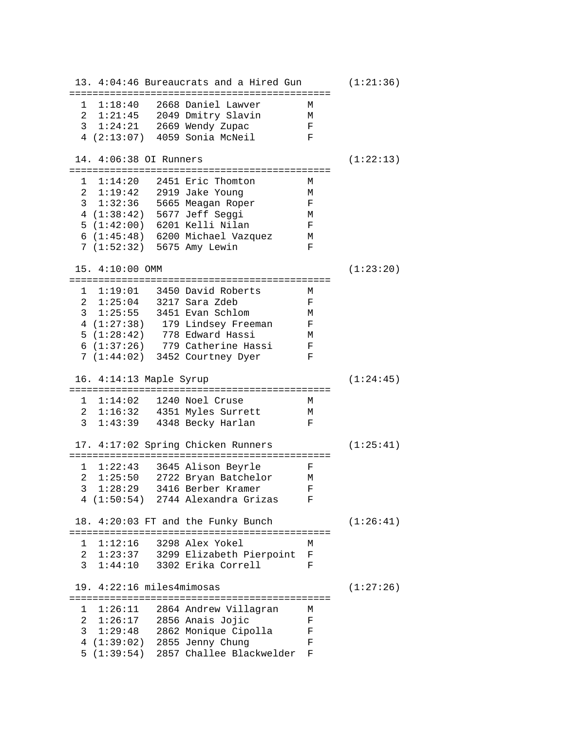```
 13. 4:04:46 Bureaucrats and a Hired Gun       (1:21:36)
=============================================
  1  1:18:40   2668 Daniel Lawver        M
  2  1:21:45   2049 Dmitry Slavin        M
  3  1:24:21   2669 Wendy Zupac          F
  4 (2:13:07)  4059 Sonia McNeil         F

 14. 4:06:38 OI Runners                        (1:22:13)
=============================================
  1  1:14:20   2451 Eric Thomton         M
  2  1:19:42   2919 Jake Young           M
  3  1:32:36   5665 Meagan Roper         F
  4 (1:38:42)  5677 Jeff Seggi           M
  5 (1:42:00)  6201 Kelli Nilan          F
  6 (1:45:48)  6200 Michael Vazquez      M
  7 (1:52:32)  5675 Amy Lewin            F

 15. 4:10:00 OMM                               (1:23:20)
=============================================
  1  1:19:01   3450 David Roberts        M
  2  1:25:04   3217 Sara Zdeb            F
  3  1:25:55   3451 Evan Schlom          M
  4 (1:27:38)   179 Lindsey Freeman      F
  5 (1:28:42)   778 Edward Hassi         M
  6 (1:37:26)   779 Catherine Hassi      F
  7 (1:44:02)  3452 Courtney Dyer        F

 16. 4:14:13 Maple Syrup                       (1:24:45)
=============================================
  1  1:14:02   1240 Noel Cruse           M
  2  1:16:32   4351 Myles Surrett        M
  3  1:43:39   4348 Becky Harlan         F

 17. 4:17:02 Spring Chicken Runners            (1:25:41)
=============================================
  1  1:22:43   3645 Alison Beyrle        F
  2  1:25:50   2722 Bryan Batchelor      M
  3  1:28:29   3416 Berber Kramer        F
  4 (1:50:54)  2744 Alexandra Grizas     F

 18. 4:20:03 FT and the Funky Bunch            (1:26:41)
=============================================
  1  1:12:16   3298 Alex Yokel           M
  2  1:23:37   3299 Elizabeth Pierpoint  F
  3  1:44:10   3302 Erika Correll        F

 19. 4:22:16 miles4mimosas                     (1:27:26)
=============================================
  1  1:26:11   2864 Andrew Villagran     M
  2  1:26:17   2856 Anais Jojic          F
  3  1:29:48   2862 Monique Cipolla      F
  4 (1:39:02)  2855 Jenny Chung          F
  5 (1:39:54)  2857 Challee Blackwelder  F
```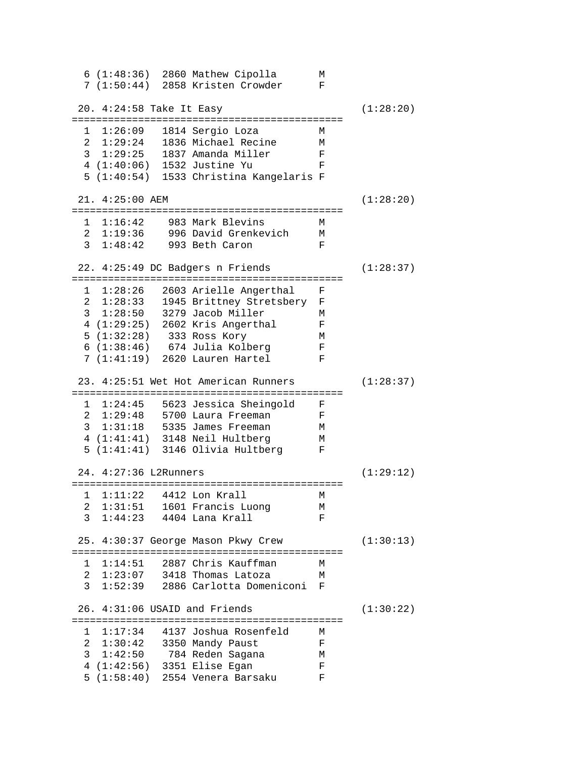```
  6 (1:48:36)  2860 Mathew Cipolla       M
  7 (1:50:44)  2858 Kristen Crowder      F

 20. 4:24:58 Take It Easy                          (1:28:20)
=============================================
  1  1:26:09   1814 Sergio Loza          M
  2  1:29:24   1836 Michael Recine       M
  3  1:29:25   1837 Amanda Miller        F
  4 (1:40:06)  1532 Justine Yu           F
  5 (1:40:54)  1533 Christina Kangelaris F

 21. 4:25:00 AEM                                   (1:28:20)
=============================================
  1  1:16:42    983 Mark Blevins         M
  2  1:19:36    996 David Grenkevich     M
  3  1:48:42    993 Beth Caron           F

 22. 4:25:49 DC Badgers n Friends                  (1:28:37)
=============================================
  1  1:28:26   2603 Arielle Angerthal    F
  2  1:28:33   1945 Brittney Stretsbery  F
  3  1:28:50   3279 Jacob Miller         M
  4 (1:29:25)  2602 Kris Angerthal       F
  5 (1:32:28)   333 Ross Kory            M
  6 (1:38:46)   674 Julia Kolberg        F
  7 (1:41:19)  2620 Lauren Hartel        F

 23. 4:25:51 Wet Hot American Runners              (1:28:37)
=============================================
  1  1:24:45   5623 Jessica Sheingold    F
  2  1:29:48   5700 Laura Freeman        F
  3  1:31:18   5335 James Freeman        M
  4 (1:41:41)  3148 Neil Hultberg        M
  5 (1:41:41)  3146 Olivia Hultberg      F

 24. 4:27:36 L2Runners                             (1:29:12)
=============================================
  1  1:11:22   4412 Lon Krall            M
  2  1:31:51   1601 Francis Luong        M
  3  1:44:23   4404 Lana Krall           F

 25. 4:30:37 George Mason Pkwy Crew                (1:30:13)
=============================================
  1  1:14:51   2887 Chris Kauffman       M
  2  1:23:07   3418 Thomas Latoza        M
  3  1:52:39   2886 Carlotta Domeniconi  F

 26. 4:31:06 USAID and Friends                     (1:30:22)
=============================================
  1  1:17:34   4137 Joshua Rosenfeld     M
  2  1:30:42   3350 Mandy Paust          F
  3  1:42:50    784 Reden Sagana         M
  4 (1:42:56)  3351 Elise Egan           F
  5 (1:58:40)  2554 Venera Barsaku       F
```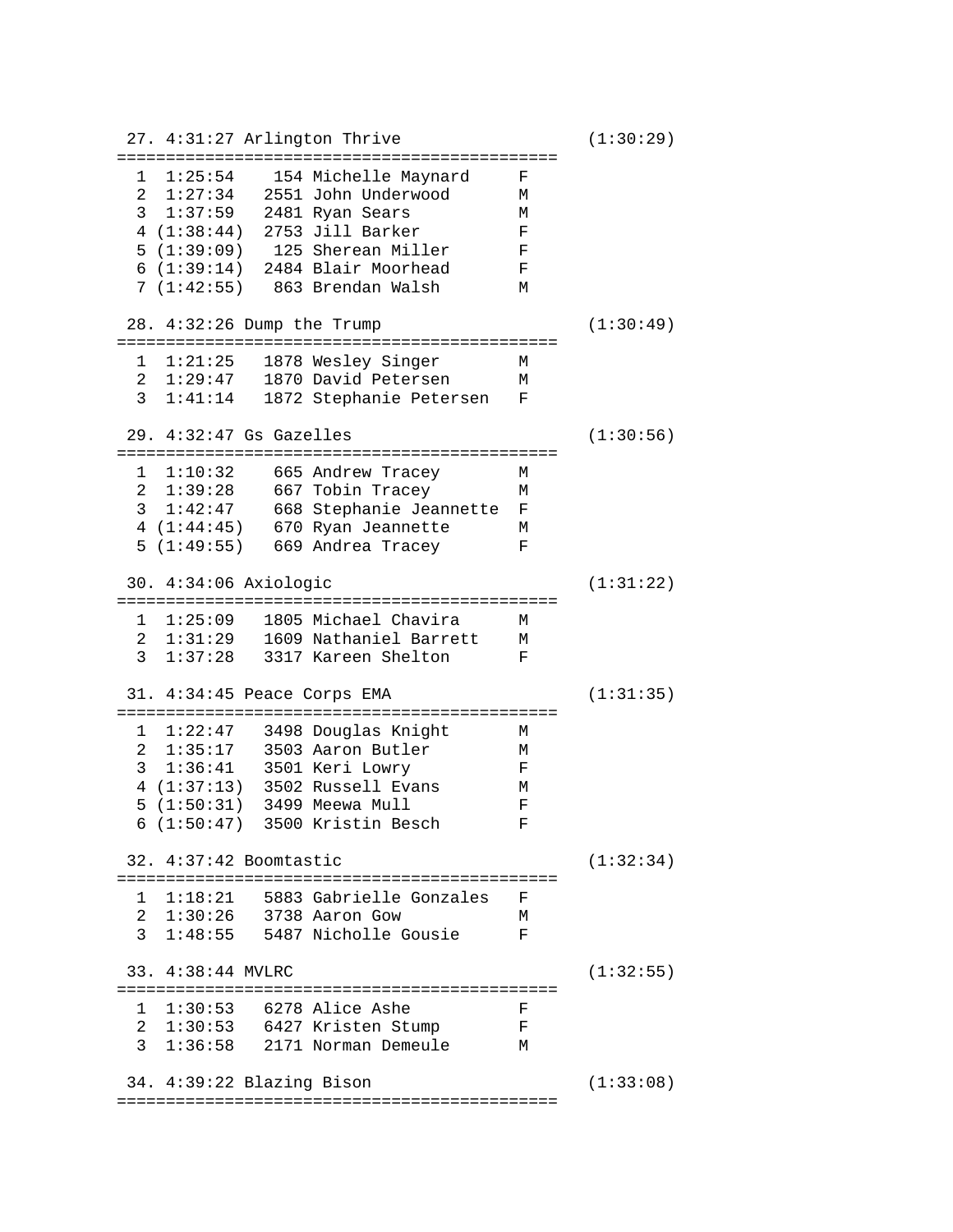```
 27. 4:31:27 Arlington Thrive                     (1:30:29)
============================================
  1  1:25:54    154 Michelle Maynard     F
  2  1:27:34   2551 John Underwood       M
  3  1:37:59   2481 Ryan Sears           M
  4 (1:38:44)  2753 Jill Barker          F
  5 (1:39:09)   125 Sherean Miller       F
  6 (1:39:14)  2484 Blair Moorhead       F
  7 (1:42:55)   863 Brendan Walsh        M

 28. 4:32:26 Dump the Trump                       (1:30:49)
============================================
  1  1:21:25   1878 Wesley Singer        M
  2  1:29:47   1870 David Petersen       M
  3  1:41:14   1872 Stephanie Petersen   F

 29. 4:32:47 Gs Gazelles                          (1:30:56)
============================================
  1  1:10:32    665 Andrew Tracey        M
  2  1:39:28    667 Tobin Tracey         M
  3  1:42:47    668 Stephanie Jeannette  F
  4 (1:44:45)   670 Ryan Jeannette       M
  5 (1:49:55)   669 Andrea Tracey        F

 30. 4:34:06 Axiologic                            (1:31:22)
============================================
  1  1:25:09   1805 Michael Chavira      M
  2  1:31:29   1609 Nathaniel Barrett    M
  3  1:37:28   3317 Kareen Shelton       F

 31. 4:34:45 Peace Corps EMA                      (1:31:35)
============================================
  1  1:22:47   3498 Douglas Knight       M
  2  1:35:17   3503 Aaron Butler         M
  3  1:36:41   3501 Keri Lowry           F
  4 (1:37:13)  3502 Russell Evans        M
  5 (1:50:31)  3499 Meewa Mull           F
  6 (1:50:47)  3500 Kristin Besch        F

 32. 4:37:42 Boomtastic                           (1:32:34)
============================================
  1  1:18:21   5883 Gabrielle Gonzales   F
  2  1:30:26   3738 Aaron Gow            M
  3  1:48:55   5487 Nicholle Gousie      F

 33. 4:38:44 MVLRC                                (1:32:55)
============================================
  1  1:30:53   6278 Alice Ashe           F
  2  1:30:53   6427 Kristen Stump        F
  3  1:36:58   2171 Norman Demeule       M

 34. 4:39:22 Blazing Bison                        (1:33:08)
============================================
```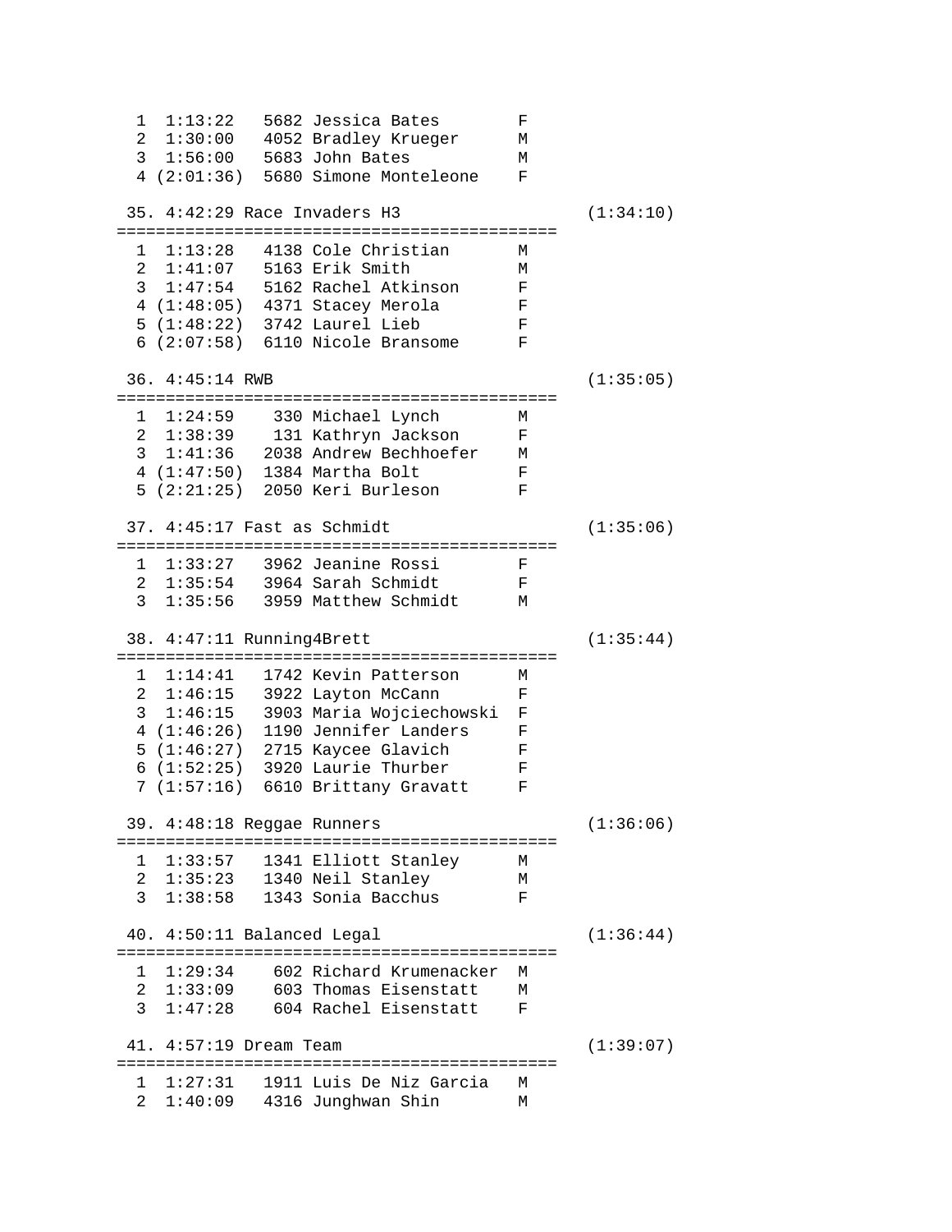```
  1  1:13:22   5682 Jessica Bates        F
  2  1:30:00   4052 Bradley Krueger      M
  3  1:56:00   5683 John Bates           M
  4 (2:01:36)  5680 Simone Monteleone    F

 35. 4:42:29 Race Invaders H3                    (1:34:10)
============================================
  1  1:13:28   4138 Cole Christian       M
  2  1:41:07   5163 Erik Smith           M
  3  1:47:54   5162 Rachel Atkinson      F
  4 (1:48:05)  4371 Stacey Merola        F
  5 (1:48:22)  3742 Laurel Lieb          F
  6 (2:07:58)  6110 Nicole Bransome      F

 36. 4:45:14 RWB                                 (1:35:05)
============================================
  1  1:24:59    330 Michael Lynch        M
  2  1:38:39    131 Kathryn Jackson      F
  3  1:41:36   2038 Andrew Bechhoefer    M
  4 (1:47:50)  1384 Martha Bolt          F
  5 (2:21:25)  2050 Keri Burleson        F

 37. 4:45:17 Fast as Schmidt                     (1:35:06)
============================================
  1  1:33:27   3962 Jeanine Rossi        F
  2  1:35:54   3964 Sarah Schmidt        F
  3  1:35:56   3959 Matthew Schmidt      M

 38. 4:47:11 Running4Brett                       (1:35:44)
============================================
  1  1:14:41   1742 Kevin Patterson      M
  2  1:46:15   3922 Layton McCann        F
  3  1:46:15   3903 Maria Wojciechowski  F
  4 (1:46:26)  1190 Jennifer Landers     F
  5 (1:46:27)  2715 Kaycee Glavich       F
  6 (1:52:25)  3920 Laurie Thurber       F
  7 (1:57:16)  6610 Brittany Gravatt     F

 39. 4:48:18 Reggae Runners                      (1:36:06)
============================================
  1  1:33:57   1341 Elliott Stanley      M
  2  1:35:23   1340 Neil Stanley         M
  3  1:38:58   1343 Sonia Bacchus        F

 40. 4:50:11 Balanced Legal                      (1:36:44)
============================================
  1  1:29:34    602 Richard Krumenacker  M
  2  1:33:09    603 Thomas Eisenstatt    M
  3  1:47:28    604 Rachel Eisenstatt    F

 41. 4:57:19 Dream Team                          (1:39:07)
============================================
  1  1:27:31   1911 Luis De Niz Garcia   M
  2  1:40:09   4316 Junghwan Shin        M
```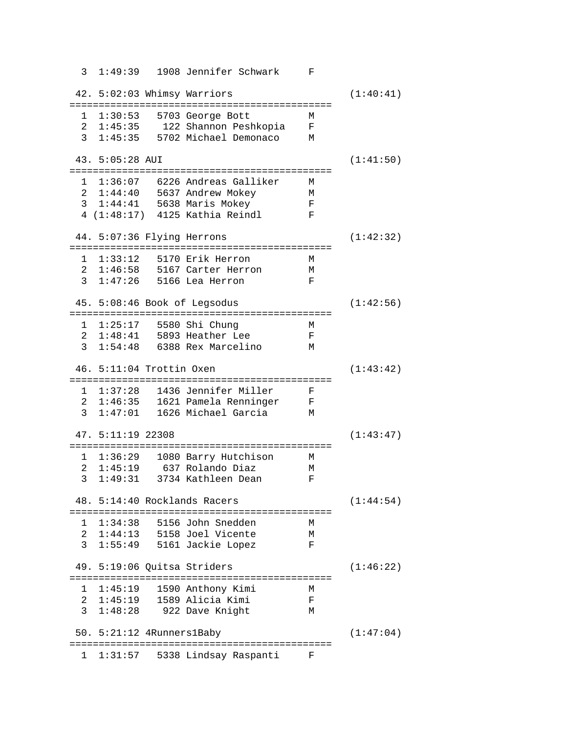```
  3  1:49:39   1908 Jennifer Schwark     F

 42. 5:02:03 Whimsy Warriors                          (1:40:41)
=============================================
  1  1:30:53   5703 George Bott          M
  2  1:45:35    122 Shannon Peshkopia    F
  3  1:45:35   5702 Michael Demonaco     M

 43. 5:05:28 AUI                                      (1:41:50)
=============================================
  1  1:36:07   6226 Andreas Galliker     M
  2  1:44:40   5637 Andrew Mokey         M
  3  1:44:41   5638 Maris Mokey          F
  4 (1:48:17)  4125 Kathia Reindl        F

 44. 5:07:36 Flying Herrons                           (1:42:32)
=============================================
  1  1:33:12   5170 Erik Herron          M
  2  1:46:58   5167 Carter Herron        M
  3  1:47:26   5166 Lea Herron           F

 45. 5:08:46 Book of Legsodus                         (1:42:56)
=============================================
  1  1:25:17   5580 Shi Chung            M
  2  1:48:41   5893 Heather Lee          F
  3  1:54:48   6388 Rex Marcelino        M

 46. 5:11:04 Trottin Oxen                             (1:43:42)
=============================================
  1  1:37:28   1436 Jennifer Miller      F
  2  1:46:35   1621 Pamela Renninger     F
  3  1:47:01   1626 Michael Garcia       M

 47. 5:11:19 22308                                    (1:43:47)
=============================================
  1  1:36:29   1080 Barry Hutchison      M
  2  1:45:19    637 Rolando Diaz         M
  3  1:49:31   3734 Kathleen Dean        F

 48. 5:14:40 Rocklands Racers                         (1:44:54)
=============================================
  1  1:34:38   5156 John Snedden         M
  2  1:44:13   5158 Joel Vicente         M
  3  1:55:49   5161 Jackie Lopez         F

 49. 5:19:06 Quitsa Striders                          (1:46:22)
=============================================
  1  1:45:19   1590 Anthony Kimi         M
  2  1:45:19   1589 Alicia Kimi          F
  3  1:48:28    922 Dave Knight          M

 50. 5:21:12 4Runners1Baby                            (1:47:04)
=============================================
  1  1:31:57   5338 Lindsay Raspanti     F
```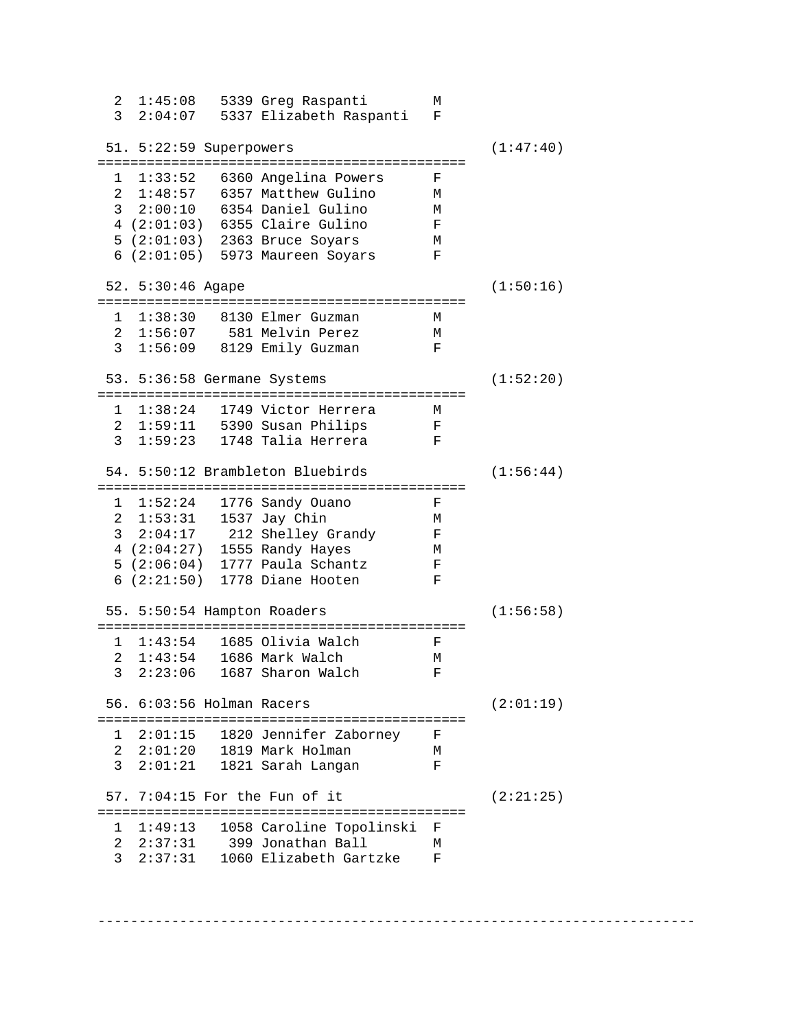```
  2  1:45:08   5339 Greg Raspanti        M
  3  2:04:07   5337 Elizabeth Raspanti   F

 51. 5:22:59 Superpowers                          (1:47:40)
=============================================
  1  1:33:52   6360 Angelina Powers      F
  2  1:48:57   6357 Matthew Gulino       M
  3  2:00:10   6354 Daniel Gulino        M
  4 (2:01:03)  6355 Claire Gulino        F
  5 (2:01:03)  2363 Bruce Soyars         M
  6 (2:01:05)  5973 Maureen Soyars       F

 52. 5:30:46 Agape                                (1:50:16)
=============================================
  1  1:38:30   8130 Elmer Guzman         M
  2  1:56:07    581 Melvin Perez         M
  3  1:56:09   8129 Emily Guzman         F

 53. 5:36:58 Germane Systems                      (1:52:20)
=============================================
  1  1:38:24   1749 Victor Herrera       M
  2  1:59:11   5390 Susan Philips        F
  3  1:59:23   1748 Talia Herrera        F

 54. 5:50:12 Brambleton Bluebirds                 (1:56:44)
=============================================
  1  1:52:24   1776 Sandy Ouano          F
  2  1:53:31   1537 Jay Chin             M
  3  2:04:17    212 Shelley Grandy       F
  4 (2:04:27)  1555 Randy Hayes          M
  5 (2:06:04)  1777 Paula Schantz        F
  6 (2:21:50)  1778 Diane Hooten         F

 55. 5:50:54 Hampton Roaders                      (1:56:58)
=============================================
  1  1:43:54   1685 Olivia Walch         F
  2  1:43:54   1686 Mark Walch           M
  3  2:23:06   1687 Sharon Walch         F

 56. 6:03:56 Holman Racers                        (2:01:19)
=============================================
  1  2:01:15   1820 Jennifer Zaborney    F
  2  2:01:20   1819 Mark Holman          M
  3  2:01:21   1821 Sarah Langan         F

 57. 7:04:15 For the Fun of it                    (2:21:25)
=============================================
  1  1:49:13   1058 Caroline Topolinski  F
  2  2:37:31    399 Jonathan Ball        M
  3  2:37:31   1060 Elizabeth Gartzke    F


-----------------------------------------------------------------------
```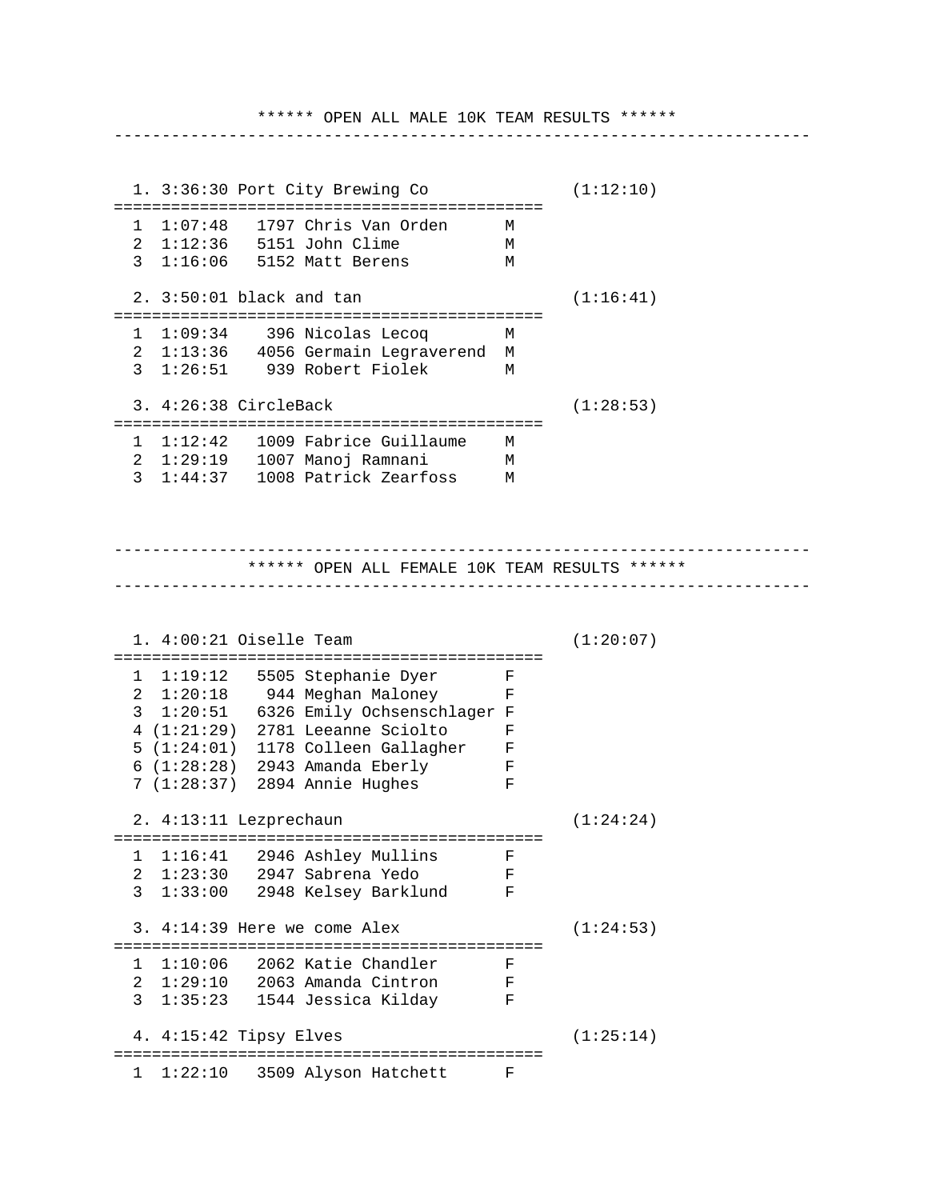```
              ****** OPEN ALL MALE 10K TEAM RESULTS ******
-----------------------------------------------------------------------


  1. 3:36:30 Port City Brewing Co              (1:12:10)
=============================================
  1  1:07:48   1797 Chris Van Orden      M
  2  1:12:36   5151 John Clime           M
  3  1:16:06   5152 Matt Berens          M

  2. 3:50:01 black and tan                     (1:16:41)
=============================================
  1  1:09:34    396 Nicolas Lecoq        M
  2  1:13:36   4056 Germain Legraverend  M
  3  1:26:51    939 Robert Fiolek        M

  3. 4:26:38 CircleBack                        (1:28:53)
=============================================
  1  1:12:42   1009 Fabrice Guillaume    M
  2  1:29:19   1007 Manoj Ramnani        M
  3  1:44:37   1008 Patrick Zearfoss     M



-----------------------------------------------------------------------
             ****** OPEN ALL FEMALE 10K TEAM RESULTS ******
-----------------------------------------------------------------------


  1. 4:00:21 Oiselle Team                      (1:20:07)
=============================================
  1  1:19:12   5505 Stephanie Dyer       F
  2  1:20:18    944 Meghan Maloney       F
  3  1:20:51   6326 Emily Ochsenschlager F
  4 (1:21:29)  2781 Leeanne Sciolto      F
  5 (1:24:01)  1178 Colleen Gallagher    F
  6 (1:28:28)  2943 Amanda Eberly        F
  7 (1:28:37)  2894 Annie Hughes         F

  2. 4:13:11 Lezprechaun                       (1:24:24)
=============================================
  1  1:16:41   2946 Ashley Mullins       F
  2  1:23:30   2947 Sabrena Yedo         F
  3  1:33:00   2948 Kelsey Barklund      F

  3. 4:14:39 Here we come Alex                 (1:24:53)
=============================================
  1  1:10:06   2062 Katie Chandler       F
  2  1:29:10   2063 Amanda Cintron       F
  3  1:35:23   1544 Jessica Kilday       F

  4. 4:15:42 Tipsy Elves                       (1:25:14)
=============================================
  1  1:22:10   3509 Alyson Hatchett      F
```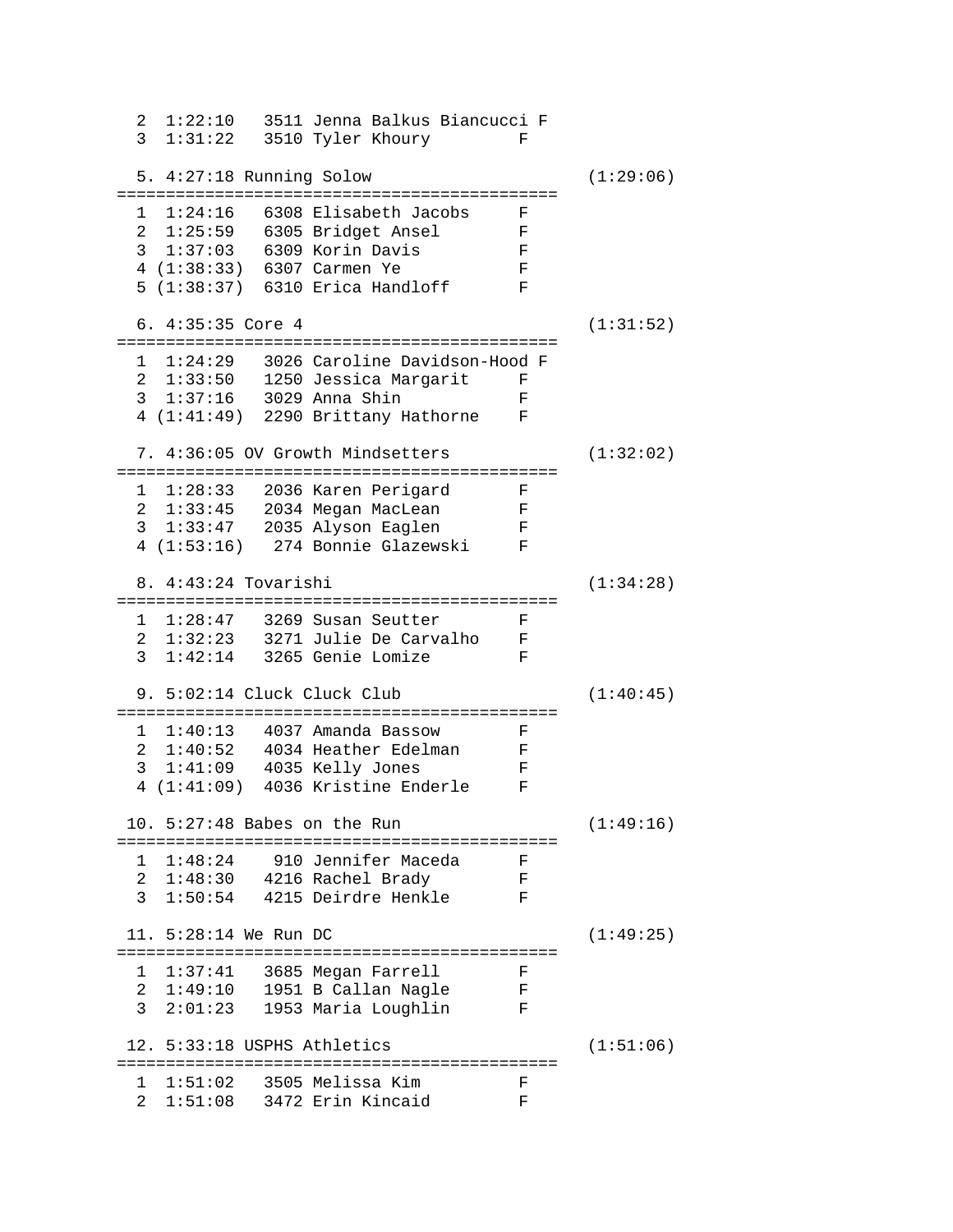```
  2  1:22:10   3511 Jenna Balkus Biancucci F
  3  1:31:22   3510 Tyler Khoury          F

  5. 4:27:18 Running Solow                         (1:29:06)
=============================================
  1  1:24:16   6308 Elisabeth Jacobs      F
  2  1:25:59   6305 Bridget Ansel         F
  3  1:37:03   6309 Korin Davis           F
  4 (1:38:33)  6307 Carmen Ye             F
  5 (1:38:37)  6310 Erica Handloff        F

  6. 4:35:35 Core 4                                (1:31:52)
=============================================
  1  1:24:29   3026 Caroline Davidson-Hood F
  2  1:33:50   1250 Jessica Margarit      F
  3  1:37:16   3029 Anna Shin             F
  4 (1:41:49)  2290 Brittany Hathorne     F

  7. 4:36:05 OV Growth Mindsetters                 (1:32:02)
=============================================
  1  1:28:33   2036 Karen Perigard        F
  2  1:33:45   2034 Megan MacLean         F
  3  1:33:47   2035 Alyson Eaglen         F
  4 (1:53:16)   274 Bonnie Glazewski      F

  8. 4:43:24 Tovarishi                             (1:34:28)
=============================================
  1  1:28:47   3269 Susan Seutter         F
  2  1:32:23   3271 Julie De Carvalho     F
  3  1:42:14   3265 Genie Lomize          F

  9. 5:02:14 Cluck Cluck Club                      (1:40:45)
=============================================
  1  1:40:13   4037 Amanda Bassow         F
  2  1:40:52   4034 Heather Edelman       F
  3  1:41:09   4035 Kelly Jones           F
  4 (1:41:09)  4036 Kristine Enderle      F

 10. 5:27:48 Babes on the Run                      (1:49:16)
=============================================
  1  1:48:24    910 Jennifer Maceda       F
  2  1:48:30   4216 Rachel Brady          F
  3  1:50:54   4215 Deirdre Henkle        F

 11. 5:28:14 We Run DC                             (1:49:25)
=============================================
  1  1:37:41   3685 Megan Farrell         F
  2  1:49:10   1951 B Callan Nagle        F
  3  2:01:23   1953 Maria Loughlin        F

 12. 5:33:18 USPHS Athletics                       (1:51:06)
=============================================
  1  1:51:02   3505 Melissa Kim           F
  2  1:51:08   3472 Erin Kincaid          F
```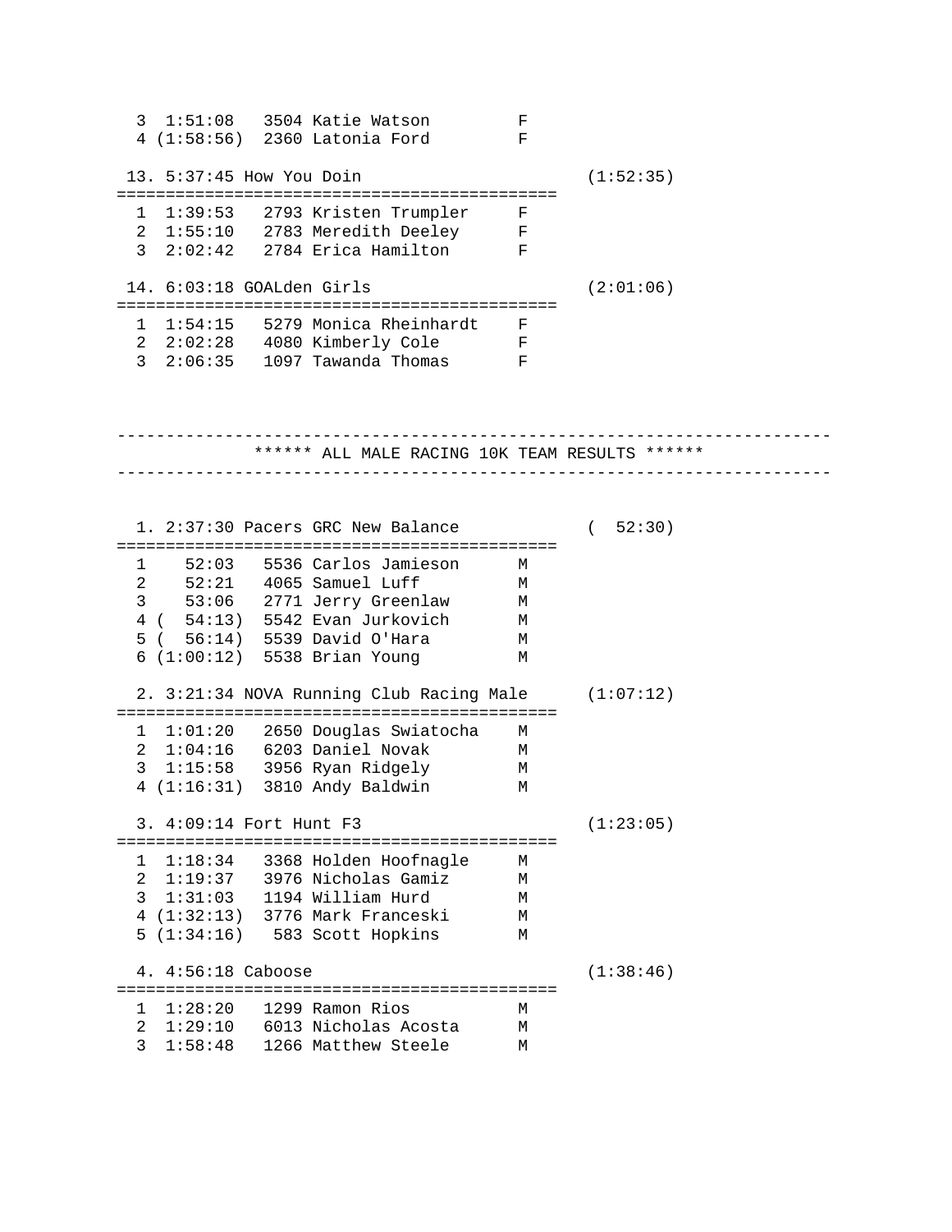```
  3  1:51:08   3504 Katie Watson         F
  4 (1:58:56)  2360 Latonia Ford         F

 13. 5:37:45 How You Doin                          (1:52:35)
=============================================
  1  1:39:53   2793 Kristen Trumpler     F
  2  1:55:10   2783 Meredith Deeley      F
  3  2:02:42   2784 Erica Hamilton       F

 14. 6:03:18 GOALden Girls                         (2:01:06)
=============================================
  1  1:54:15   5279 Monica Rheinhardt    F
  2  2:02:28   4080 Kimberly Cole        F
  3  2:06:35   1097 Tawanda Thomas       F



-----------------------------------------------------------------------
              ****** ALL MALE RACING 10K TEAM RESULTS ******
-----------------------------------------------------------------------


  1. 2:37:30 Pacers GRC New Balance                (  52:30)
=============================================
  1    52:03   5536 Carlos Jamieson      M
  2    52:21   4065 Samuel Luff          M
  3    53:06   2771 Jerry Greenlaw       M
  4 (  54:13)  5542 Evan Jurkovich       M
  5 (  56:14)  5539 David O'Hara         M
  6 (1:00:12)  5538 Brian Young          M

  2. 3:21:34 NOVA Running Club Racing Male         (1:07:12)
=============================================
  1  1:01:20   2650 Douglas Swiatocha    M
  2  1:04:16   6203 Daniel Novak         M
  3  1:15:58   3956 Ryan Ridgely         M
  4 (1:16:31)  3810 Andy Baldwin         M

  3. 4:09:14 Fort Hunt F3                          (1:23:05)
=============================================
  1  1:18:34   3368 Holden Hoofnagle     M
  2  1:19:37   3976 Nicholas Gamiz       M
  3  1:31:03   1194 William Hurd         M
  4 (1:32:13)  3776 Mark Franceski       M
  5 (1:34:16)   583 Scott Hopkins        M

  4. 4:56:18 Caboose                               (1:38:46)
=============================================
  1  1:28:20   1299 Ramon Rios           M
  2  1:29:10   6013 Nicholas Acosta      M
  3  1:58:48   1266 Matthew Steele       M
```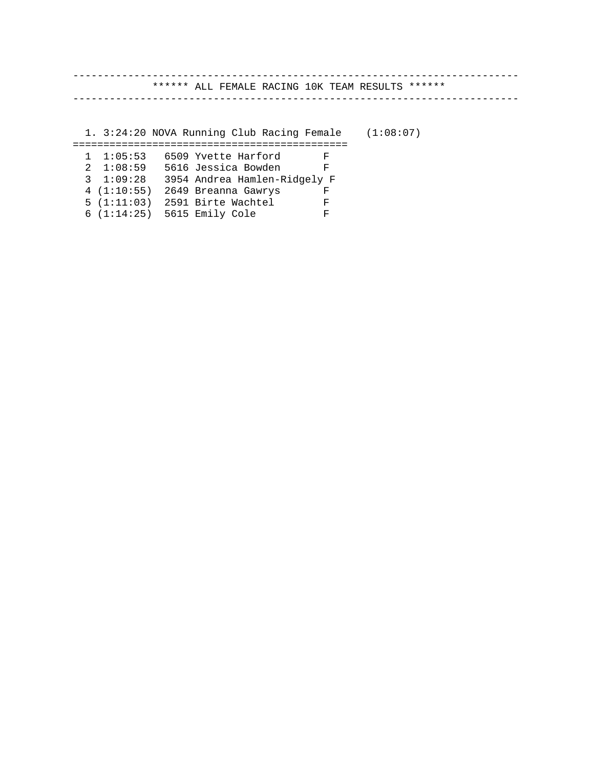```
------------------------------------------------------------------------
             ****** ALL FEMALE RACING 10K TEAM RESULTS ******
------------------------------------------------------------------------


  1. 3:24:20 NOVA Running Club Racing Female    (1:08:07)
============================================
  1  1:05:53   6509 Yvette Harford       F
  2  1:08:59   5616 Jessica Bowden       F
  3  1:09:28   3954 Andrea Hamlen-Ridgely F
  4 (1:10:55)  2649 Breanna Gawrys       F
  5 (1:11:03)  2591 Birte Wachtel        F
  6 (1:14:25)  5615 Emily Cole           F
```